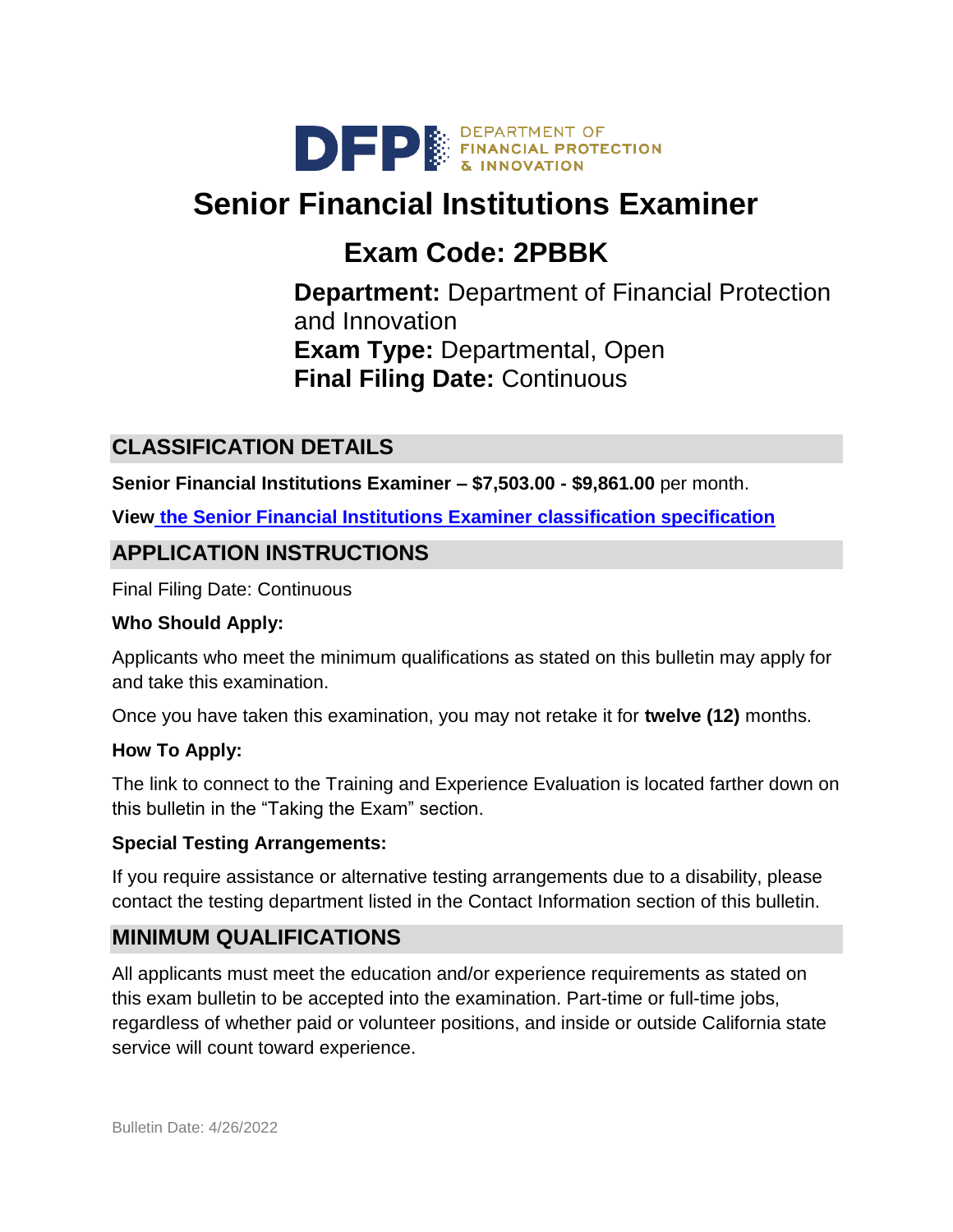DEPARTMENT OF FINANCIAL PROTECTION & INNOVATION

# Senior Financial Institutions Examiner

## Exam Code: 2PBBK

**Department:** Department of Financial Protection and Innovation
**Exam Type:** Departmental, Open
**Final Filing Date:** Continuous

## CLASSIFICATION DETAILS

**Senior Financial Institutions Examiner – $7,503.00 - $9,861.00** per month.

**View the Senior Financial Institutions Examiner classification specification**

## APPLICATION INSTRUCTIONS

Final Filing Date: Continuous

**Who Should Apply:**

Applicants who meet the minimum qualifications as stated on this bulletin may apply for and take this examination.

Once you have taken this examination, you may not retake it for **twelve (12)** months.

**How To Apply:**

The link to connect to the Training and Experience Evaluation is located farther down on this bulletin in the "Taking the Exam" section.

**Special Testing Arrangements:**

If you require assistance or alternative testing arrangements due to a disability, please contact the testing department listed in the Contact Information section of this bulletin.

## MINIMUM QUALIFICATIONS

All applicants must meet the education and/or experience requirements as stated on this exam bulletin to be accepted into the examination. Part-time or full-time jobs, regardless of whether paid or volunteer positions, and inside or outside California state service will count toward experience.

Bulletin Date: 4/26/2022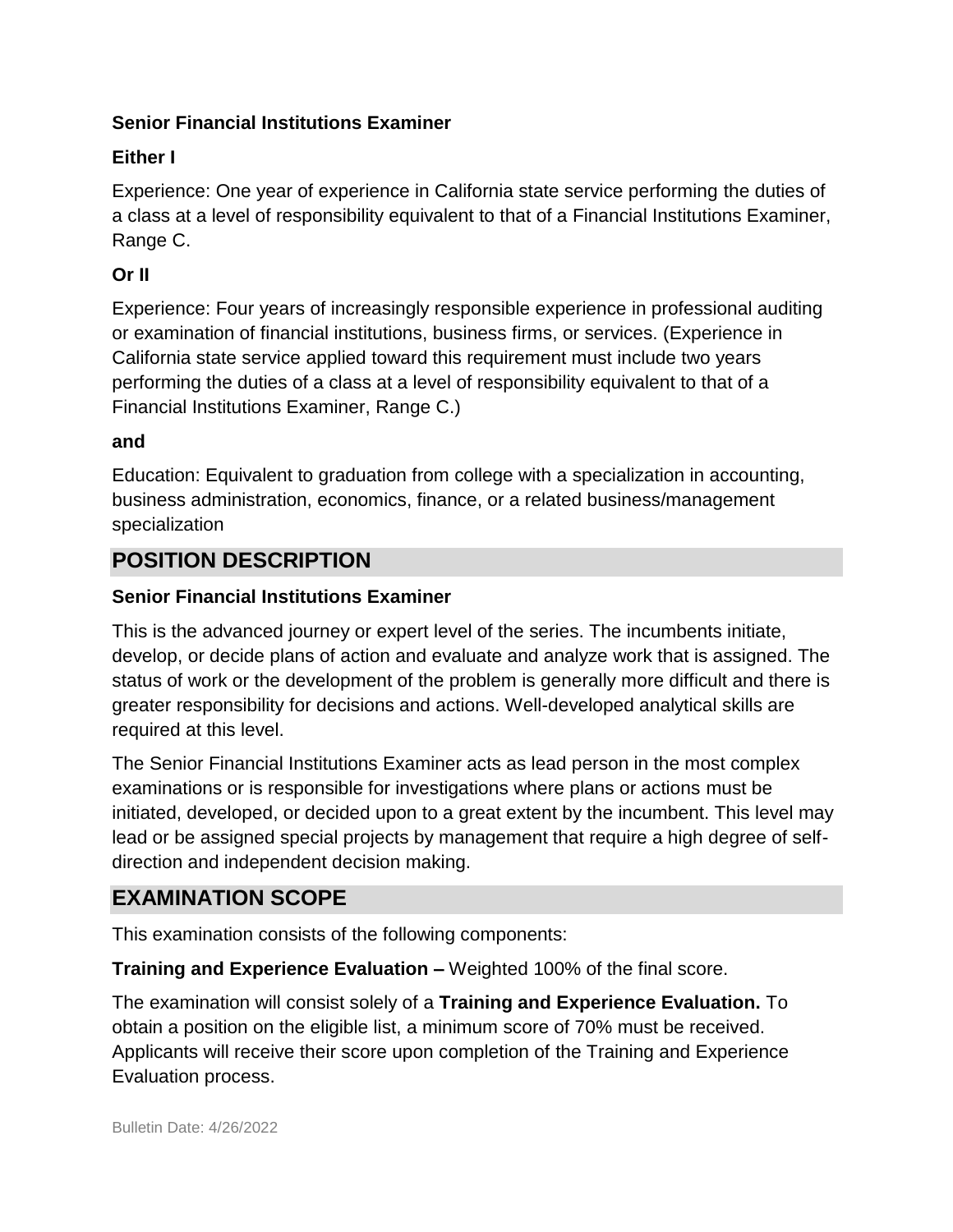**Senior Financial Institutions Examiner**

**Either I**

Experience: One year of experience in California state service performing the duties of a class at a level of responsibility equivalent to that of a Financial Institutions Examiner, Range C.

**Or II**

Experience: Four years of increasingly responsible experience in professional auditing or examination of financial institutions, business firms, or services. (Experience in California state service applied toward this requirement must include two years performing the duties of a class at a level of responsibility equivalent to that of a Financial Institutions Examiner, Range C.)

**and**

Education: Equivalent to graduation from college with a specialization in accounting, business administration, economics, finance, or a related business/management specialization

## POSITION DESCRIPTION

**Senior Financial Institutions Examiner**

This is the advanced journey or expert level of the series. The incumbents initiate, develop, or decide plans of action and evaluate and analyze work that is assigned. The status of work or the development of the problem is generally more difficult and there is greater responsibility for decisions and actions. Well-developed analytical skills are required at this level.

The Senior Financial Institutions Examiner acts as lead person in the most complex examinations or is responsible for investigations where plans or actions must be initiated, developed, or decided upon to a great extent by the incumbent. This level may lead or be assigned special projects by management that require a high degree of self-direction and independent decision making.

## EXAMINATION SCOPE

This examination consists of the following components:

**Training and Experience Evaluation –** Weighted 100% of the final score.

The examination will consist solely of a **Training and Experience Evaluation.** To obtain a position on the eligible list, a minimum score of 70% must be received. Applicants will receive their score upon completion of the Training and Experience Evaluation process.

Bulletin Date: 4/26/2022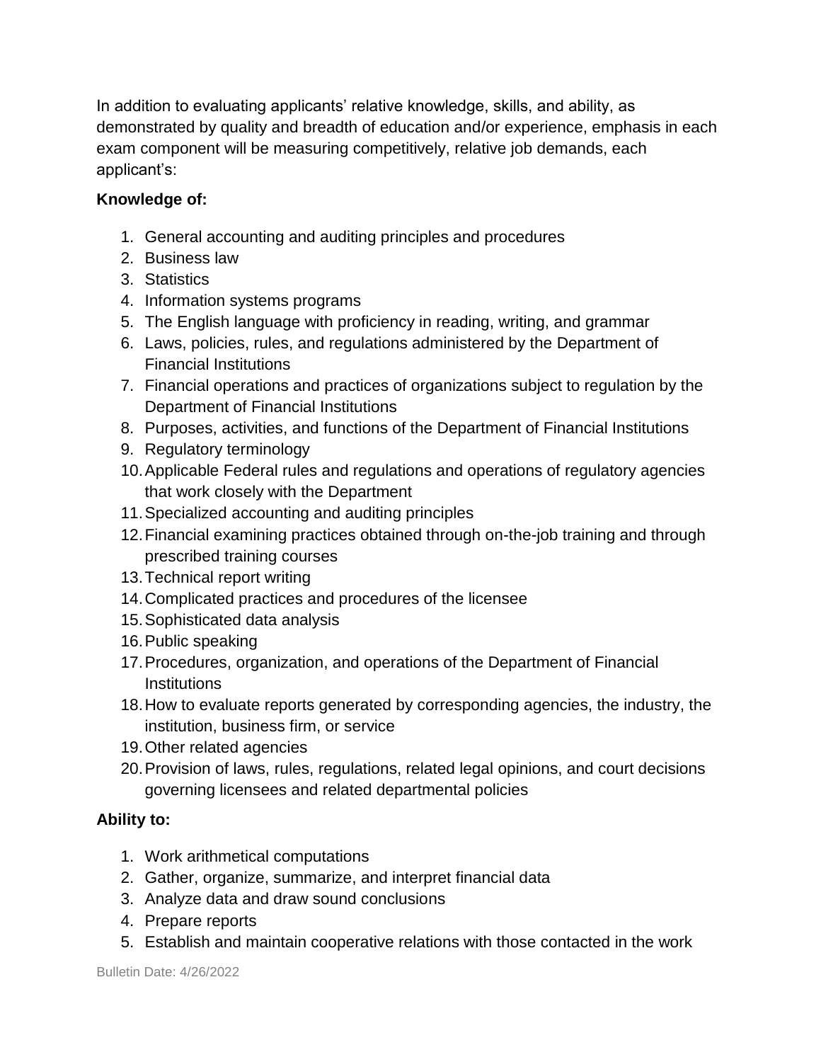In addition to evaluating applicants' relative knowledge, skills, and ability, as demonstrated by quality and breadth of education and/or experience, emphasis in each exam component will be measuring competitively, relative job demands, each applicant's:

**Knowledge of:**

1. General accounting and auditing principles and procedures
2. Business law
3. Statistics
4. Information systems programs
5. The English language with proficiency in reading, writing, and grammar
6. Laws, policies, rules, and regulations administered by the Department of Financial Institutions
7. Financial operations and practices of organizations subject to regulation by the Department of Financial Institutions
8. Purposes, activities, and functions of the Department of Financial Institutions
9. Regulatory terminology
10. Applicable Federal rules and regulations and operations of regulatory agencies that work closely with the Department
11. Specialized accounting and auditing principles
12. Financial examining practices obtained through on-the-job training and through prescribed training courses
13. Technical report writing
14. Complicated practices and procedures of the licensee
15. Sophisticated data analysis
16. Public speaking
17. Procedures, organization, and operations of the Department of Financial Institutions
18. How to evaluate reports generated by corresponding agencies, the industry, the institution, business firm, or service
19. Other related agencies
20. Provision of laws, rules, regulations, related legal opinions, and court decisions governing licensees and related departmental policies

**Ability to:**

1. Work arithmetical computations
2. Gather, organize, summarize, and interpret financial data
3. Analyze data and draw sound conclusions
4. Prepare reports
5. Establish and maintain cooperative relations with those contacted in the work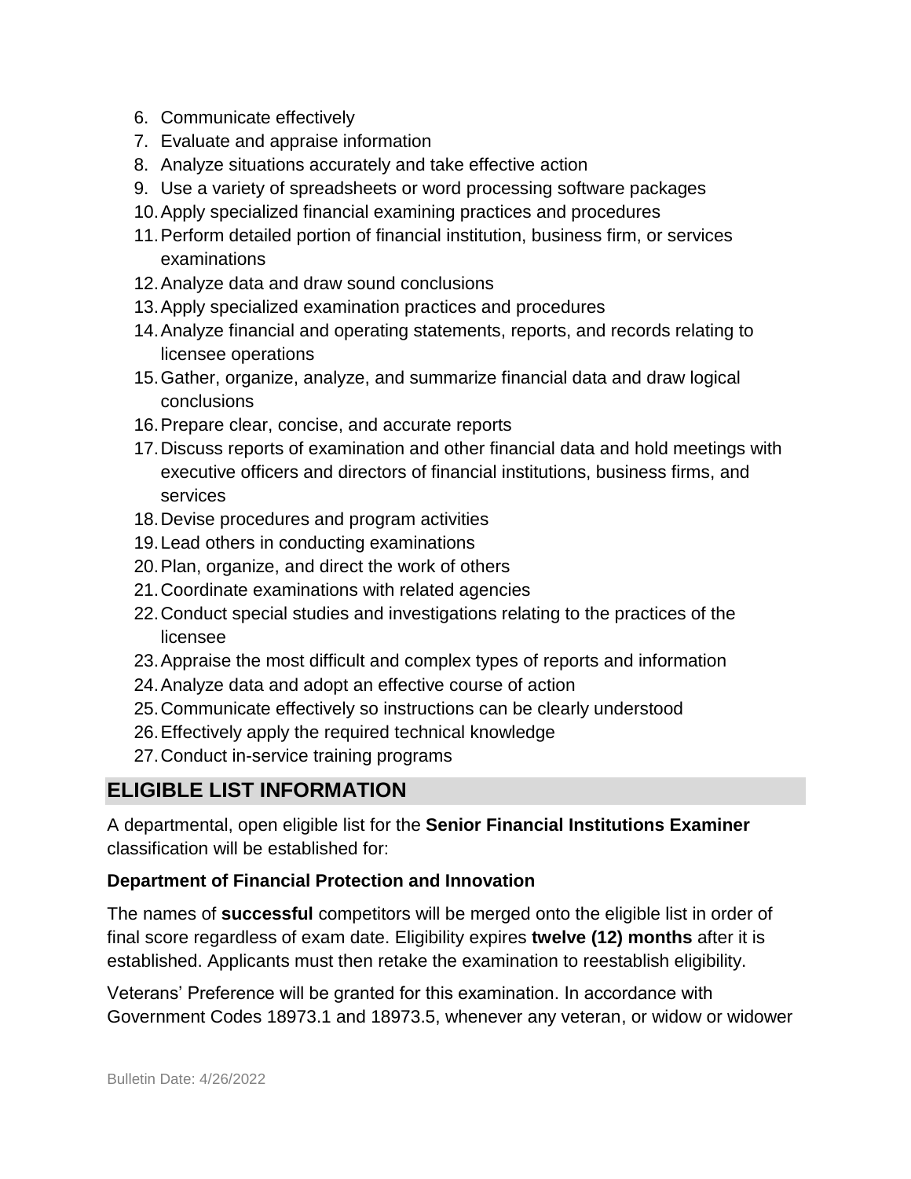6. Communicate effectively
7. Evaluate and appraise information
8. Analyze situations accurately and take effective action
9. Use a variety of spreadsheets or word processing software packages
10. Apply specialized financial examining practices and procedures
11. Perform detailed portion of financial institution, business firm, or services examinations
12. Analyze data and draw sound conclusions
13. Apply specialized examination practices and procedures
14. Analyze financial and operating statements, reports, and records relating to licensee operations
15. Gather, organize, analyze, and summarize financial data and draw logical conclusions
16. Prepare clear, concise, and accurate reports
17. Discuss reports of examination and other financial data and hold meetings with executive officers and directors of financial institutions, business firms, and services
18. Devise procedures and program activities
19. Lead others in conducting examinations
20. Plan, organize, and direct the work of others
21. Coordinate examinations with related agencies
22. Conduct special studies and investigations relating to the practices of the licensee
23. Appraise the most difficult and complex types of reports and information
24. Analyze data and adopt an effective course of action
25. Communicate effectively so instructions can be clearly understood
26. Effectively apply the required technical knowledge
27. Conduct in-service training programs

## ELIGIBLE LIST INFORMATION

A departmental, open eligible list for the **Senior Financial Institutions Examiner** classification will be established for:

**Department of Financial Protection and Innovation**

The names of **successful** competitors will be merged onto the eligible list in order of final score regardless of exam date. Eligibility expires **twelve (12) months** after it is established. Applicants must then retake the examination to reestablish eligibility.

Veterans' Preference will be granted for this examination. In accordance with Government Codes 18973.1 and 18973.5, whenever any veteran, or widow or widower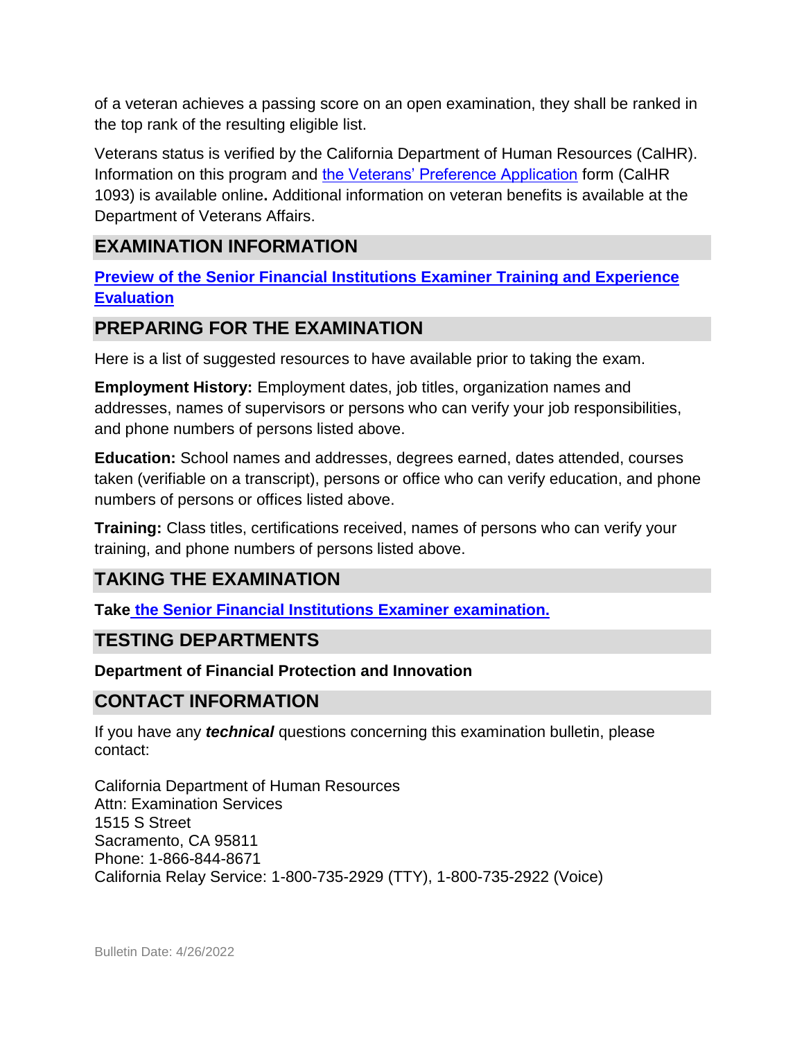of a veteran achieves a passing score on an open examination, they shall be ranked in the top rank of the resulting eligible list.

Veterans status is verified by the California Department of Human Resources (CalHR). Information on this program and the Veterans' Preference Application form (CalHR 1093) is available online**.** Additional information on veteran benefits is available at the Department of Veterans Affairs.

## EXAMINATION INFORMATION

**Preview of the Senior Financial Institutions Examiner Training and Experience Evaluation**

## PREPARING FOR THE EXAMINATION

Here is a list of suggested resources to have available prior to taking the exam.

**Employment History:** Employment dates, job titles, organization names and addresses, names of supervisors or persons who can verify your job responsibilities, and phone numbers of persons listed above.

**Education:** School names and addresses, degrees earned, dates attended, courses taken (verifiable on a transcript), persons or office who can verify education, and phone numbers of persons or offices listed above.

**Training:** Class titles, certifications received, names of persons who can verify your training, and phone numbers of persons listed above.

## TAKING THE EXAMINATION

**Take the Senior Financial Institutions Examiner examination.**

## TESTING DEPARTMENTS

**Department of Financial Protection and Innovation**

## CONTACT INFORMATION

If you have any ***technical*** questions concerning this examination bulletin, please contact:

California Department of Human Resources
Attn: Examination Services
1515 S Street
Sacramento, CA 95811
Phone: 1-866-844-8671
California Relay Service: 1-800-735-2929 (TTY), 1-800-735-2922 (Voice)

Bulletin Date: 4/26/2022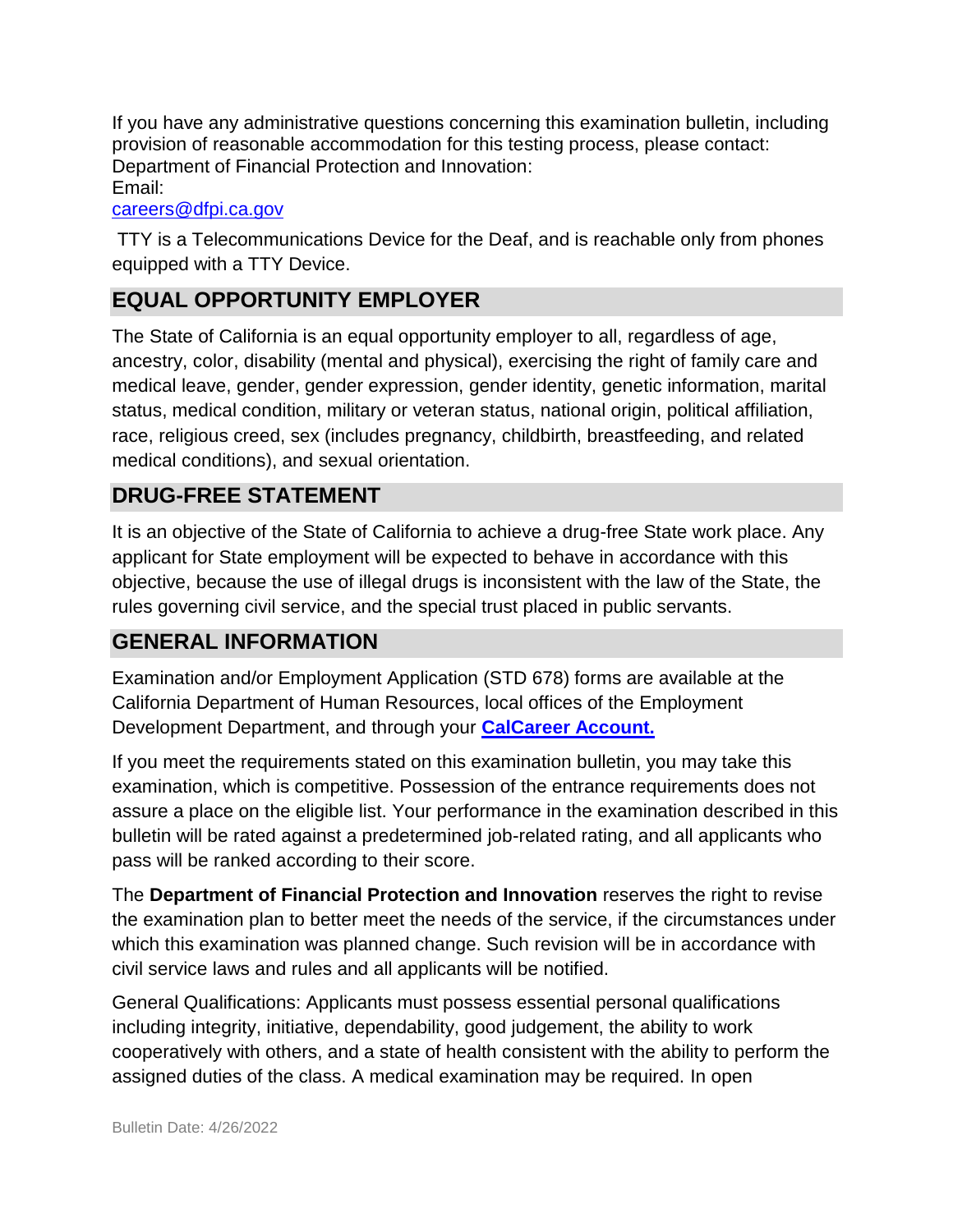If you have any administrative questions concerning this examination bulletin, including provision of reasonable accommodation for this testing process, please contact:
Department of Financial Protection and Innovation:
Email:
careers@dfpi.ca.gov

TTY is a Telecommunications Device for the Deaf, and is reachable only from phones equipped with a TTY Device.

## EQUAL OPPORTUNITY EMPLOYER

The State of California is an equal opportunity employer to all, regardless of age, ancestry, color, disability (mental and physical), exercising the right of family care and medical leave, gender, gender expression, gender identity, genetic information, marital status, medical condition, military or veteran status, national origin, political affiliation, race, religious creed, sex (includes pregnancy, childbirth, breastfeeding, and related medical conditions), and sexual orientation.

## DRUG-FREE STATEMENT

It is an objective of the State of California to achieve a drug-free State work place. Any applicant for State employment will be expected to behave in accordance with this objective, because the use of illegal drugs is inconsistent with the law of the State, the rules governing civil service, and the special trust placed in public servants.

## GENERAL INFORMATION

Examination and/or Employment Application (STD 678) forms are available at the California Department of Human Resources, local offices of the Employment Development Department, and through your **CalCareer Account.**

If you meet the requirements stated on this examination bulletin, you may take this examination, which is competitive. Possession of the entrance requirements does not assure a place on the eligible list. Your performance in the examination described in this bulletin will be rated against a predetermined job-related rating, and all applicants who pass will be ranked according to their score.

The **Department of Financial Protection and Innovation** reserves the right to revise the examination plan to better meet the needs of the service, if the circumstances under which this examination was planned change. Such revision will be in accordance with civil service laws and rules and all applicants will be notified.

General Qualifications: Applicants must possess essential personal qualifications including integrity, initiative, dependability, good judgement, the ability to work cooperatively with others, and a state of health consistent with the ability to perform the assigned duties of the class. A medical examination may be required. In open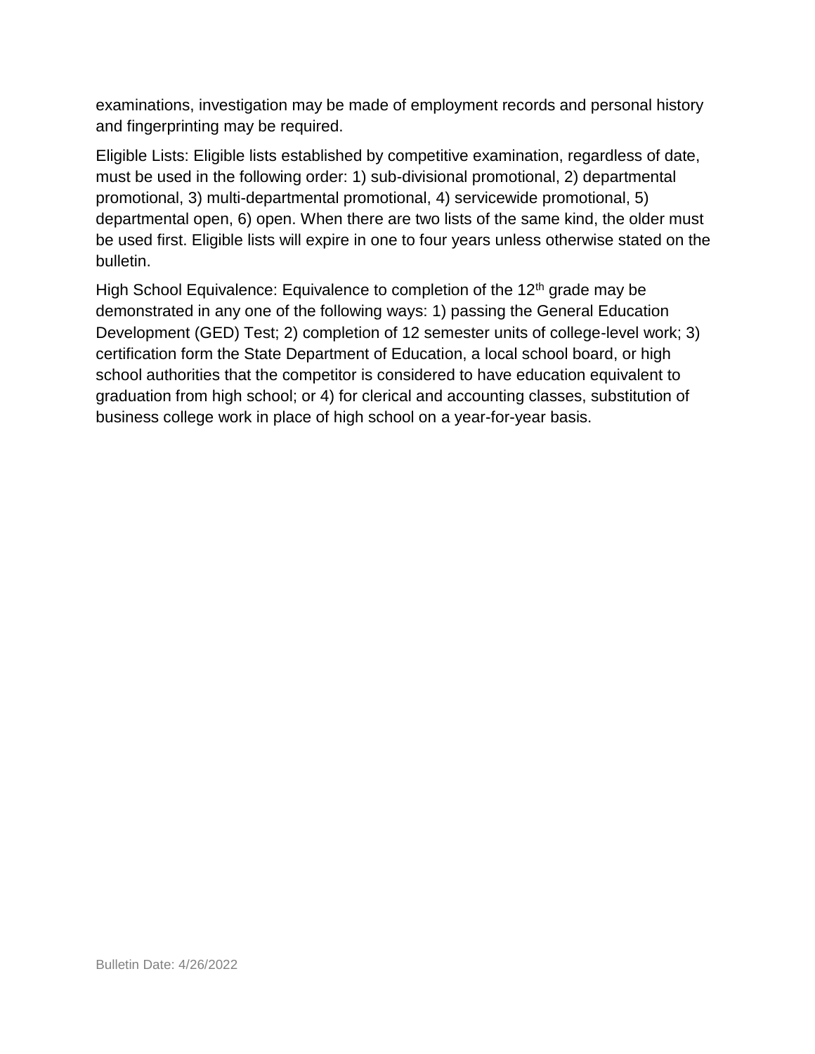examinations, investigation may be made of employment records and personal history and fingerprinting may be required.

Eligible Lists: Eligible lists established by competitive examination, regardless of date, must be used in the following order: 1) sub-divisional promotional, 2) departmental promotional, 3) multi-departmental promotional, 4) servicewide promotional, 5) departmental open, 6) open. When there are two lists of the same kind, the older must be used first. Eligible lists will expire in one to four years unless otherwise stated on the bulletin.

High School Equivalence: Equivalence to completion of the 12th grade may be demonstrated in any one of the following ways: 1) passing the General Education Development (GED) Test; 2) completion of 12 semester units of college-level work; 3) certification form the State Department of Education, a local school board, or high school authorities that the competitor is considered to have education equivalent to graduation from high school; or 4) for clerical and accounting classes, substitution of business college work in place of high school on a year-for-year basis.